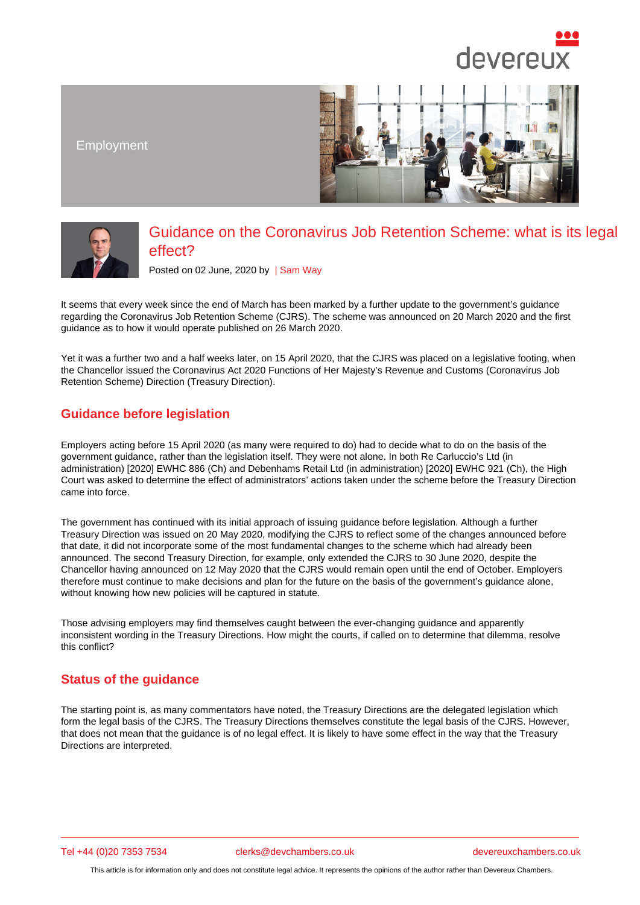Employment

# Guidance on the Coronavirus Job Retention Scheme: what is its legal effect?

Posted on 02 June, 2020 by | Sam Way

It seems that every week since the end of March has been marked by a further update to the government's guidance regarding the Coronavirus Job Retention Scheme (CJRS). The scheme was announced on 20 March 2020 and the first guidance as to how it would operate published on 26 March 2020.

Yet it was a further two and a half weeks later, on 15 April 2020, that the CJRS was placed on a legislative footing, when the Chancellor issued the Coronavirus Act 2020 Functions of Her Majesty's Revenue and Customs (Coronavirus Job Retention Scheme) Direction (Treasury Direction).

## Guidance before legislation

Employers acting before 15 April 2020 (as many were required to do) had to decide what to do on the basis of the government guidance, rather than the legislation itself. They were not alone. In both Re Carluccio's Ltd (in administration) [2020] EWHC 886 (Ch) and Debenhams Retail Ltd (in administration) [2020] EWHC 921 (Ch), the High Court was asked to determine the effect of administrators' actions taken under the scheme before the Treasury Direction came into force.

The government has continued with its initial approach of issuing guidance before legislation. Although a further Treasury Direction was issued on 20 May 2020, modifying the CJRS to reflect some of the changes announced before that date, it did not incorporate some of the most fundamental changes to the scheme which had already been announced. The second Treasury Direction, for example, only extended the CJRS to 30 June 2020, despite the Chancellor having announced on 12 May 2020 that the CJRS would remain open until the end of October. Employers therefore must continue to make decisions and plan for the future on the basis of the government's guidance alone, without knowing how new policies will be captured in statute.

Those advising employers may find themselves caught between the ever-changing guidance and apparently inconsistent wording in the Treasury Directions. How might the courts, if called on to determine that dilemma, resolve this conflict?

## Status of the guidance

The starting point is, as many commentators have noted, the Treasury Directions are the delegated legislation which form the legal basis of the CJRS. The Treasury Directions themselves constitute the legal basis of the CJRS. However, that does not mean that the guidance is of no legal effect. It is likely to have some effect in the way that the Treasury Directions are interpreted.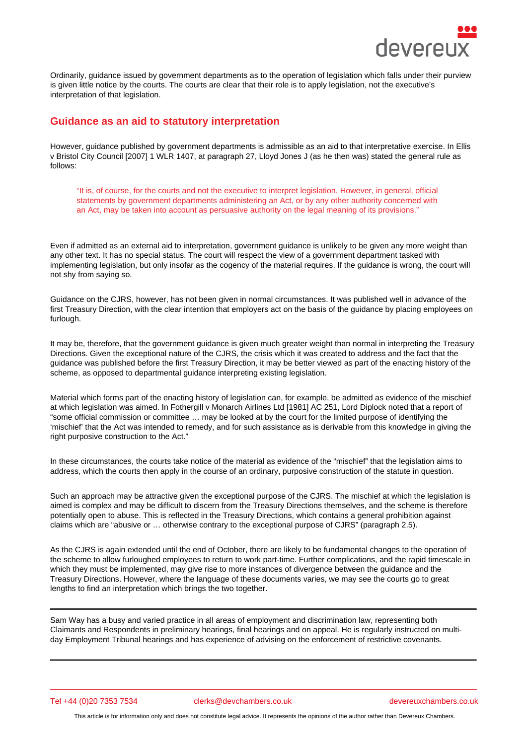Ordinarily, guidance issued by government departments as to the operation of legislation which falls under their purview is given little notice by the courts. The courts are clear that their role is to apply legislation, not the executive's interpretation of that legislation.

## Guidance as an aid to statutory interpretation

However, guidance published by government departments is admissible as an aid to that interpretative exercise. In Ellis v Bristol City Council [2007] 1 WLR 1407, at paragraph 27, Lloyd Jones J (as he then was) stated the general rule as follows:

> "It is, of course, for the courts and not the executive to interpret legislation. However, in general, official statements by government departments administering an Act, or by any other authority concerned with an Act, may be taken into account as persuasive authority on the legal meaning of its provisions."

Even if admitted as an external aid to interpretation, government guidance is unlikely to be given any more weight than any other text. It has no special status. The court will respect the view of a government department tasked with implementing legislation, but only insofar as the cogency of the material requires. If the guidance is wrong, the court will not shy from saying so.

Guidance on the CJRS, however, has not been given in normal circumstances. It was published well in advance of the first Treasury Direction, with the clear intention that employers act on the basis of the guidance by placing employees on furlough.

It may be, therefore, that the government guidance is given much greater weight than normal in interpreting the Treasury Directions. Given the exceptional nature of the CJRS, the crisis which it was created to address and the fact that the guidance was published before the first Treasury Direction, it may be better viewed as part of the enacting history of the scheme, as opposed to departmental guidance interpreting existing legislation.

Material which forms part of the enacting history of legislation can, for example, be admitted as evidence of the mischief at which legislation was aimed. In Fothergill v Monarch Airlines Ltd [1981] AC 251, Lord Diplock noted that a report of "some official commission or committee … may be looked at by the court for the limited purpose of identifying the 'mischief' that the Act was intended to remedy, and for such assistance as is derivable from this knowledge in giving the right purposive construction to the Act."

In these circumstances, the courts take notice of the material as evidence of the "mischief" that the legislation aims to address, which the courts then apply in the course of an ordinary, purposive construction of the statute in question.

Such an approach may be attractive given the exceptional purpose of the CJRS. The mischief at which the legislation is aimed is complex and may be difficult to discern from the Treasury Directions themselves, and the scheme is therefore potentially open to abuse. This is reflected in the Treasury Directions, which contains a general prohibition against claims which are "abusive or … otherwise contrary to the exceptional purpose of CJRS" (paragraph 2.5).

As the CJRS is again extended until the end of October, there are likely to be fundamental changes to the operation of the scheme to allow furloughed employees to return to work part-time. Further complications, and the rapid timescale in which they must be implemented, may give rise to more instances of divergence between the guidance and the Treasury Directions. However, where the language of these documents varies, we may see the courts go to great lengths to find an interpretation which brings the two together.

---

Sam Way has a busy and varied practice in all areas of employment and discrimination law, representing both Claimants and Respondents in preliminary hearings, final hearings and on appeal. He is regularly instructed on multi-day Employment Tribunal hearings and has experience of advising on the enforcement of restrictive covenants.

---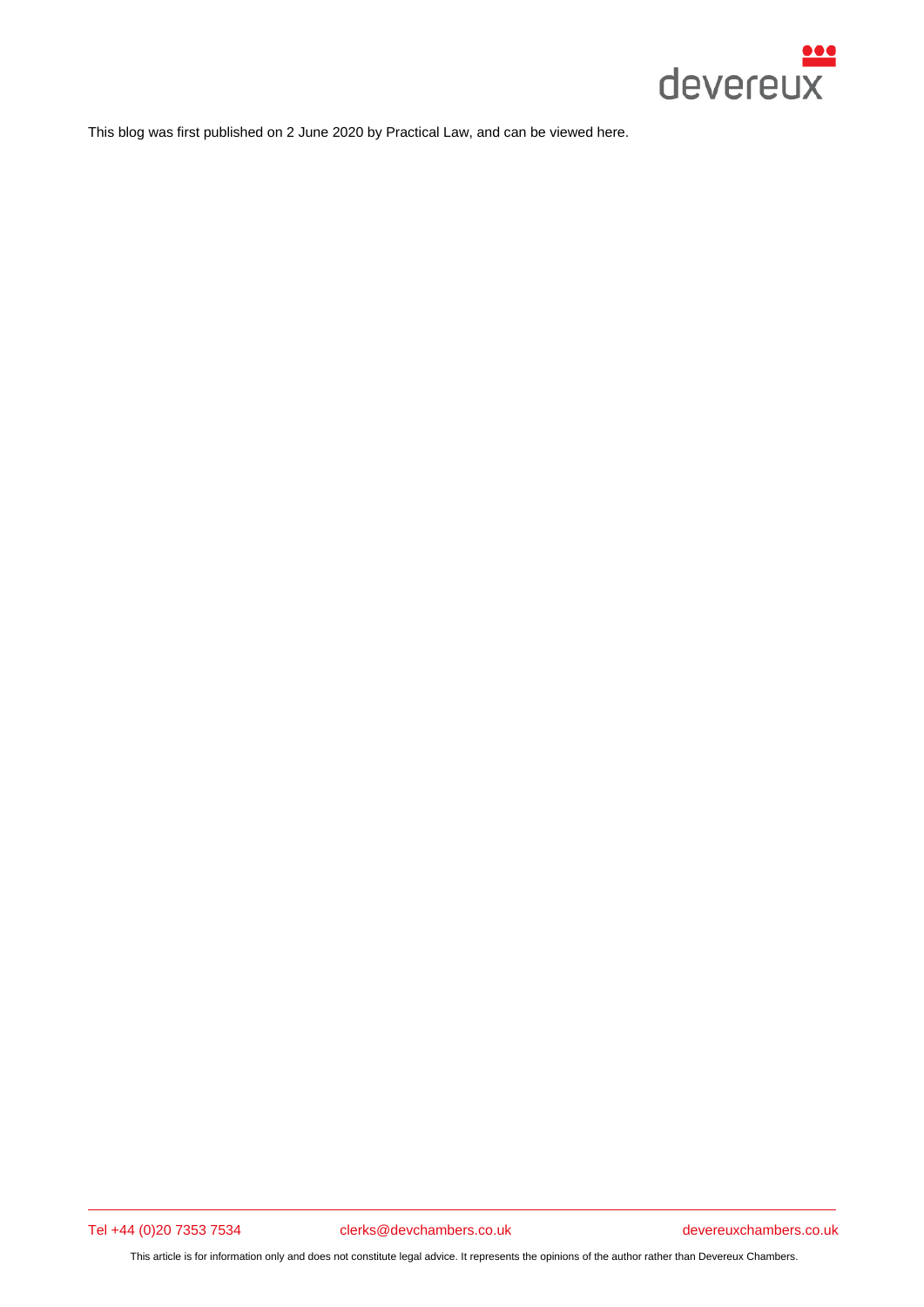This blog was first published on 2 June 2020 by Practical Law, and can be viewed here.